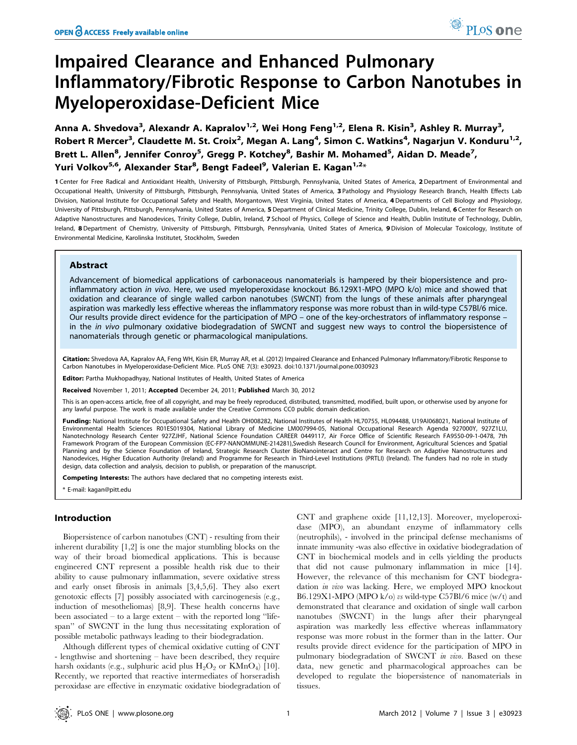# Impaired Clearance and Enhanced Pulmonary Inflammatory/Fibrotic Response to Carbon Nanotubes in Myeloperoxidase-Deficient Mice

Anna A. Shvedova[3], Alexandr A. Kapralov[1,2], Wei Hong Feng[1,2], Elena R. Kisin[3], Ashley R. Murray[3], Robert R Mercer[3], Claudette M. St. Croix[2], Megan A. Lang[4], Simon C. Watkins[4], Nagarjun V. Konduru[1,2], Brett L. Allen[8], Jennifer Conroy[5], Gregg P. Kotchey[8], Bashir M. Mohamed[5], Aidan D. Meade[7], Yuri Volkov[5,6], Alexander Star[8], Bengt Fadeel[9], Valerian E. Kagan[1,2]*

1 Center for Free Radical and Antioxidant Health, University of Pittsburgh, Pittsburgh, Pennsylvania, United States of America, 2 Department of Environmental and Occupational Health, University of Pittsburgh, Pittsburgh, Pennsylvania, United States of America, 3 Pathology and Physiology Research Branch, Health Effects Lab Division, National Institute for Occupational Safety and Health, Morgantown, West Virginia, United States of America, 4 Departments of Cell Biology and Physiology, University of Pittsburgh, Pittsburgh, Pennsylvania, United States of America, 5 Department of Clinical Medicine, Trinity College, Dublin, Ireland, 6 Center for Research on Adaptive Nanostructures and Nanodevices, Trinity College, Dublin, Ireland, 7 School of Physics, College of Science and Health, Dublin Institute of Technology, Dublin, Ireland, 8 Department of Chemistry, University of Pittsburgh, Pittsburgh, Pennsylvania, United States of America, 9 Division of Molecular Toxicology, Institute of Environmental Medicine, Karolinska Institutet, Stockholm, Sweden

## Abstract

Advancement of biomedical applications of carbonaceous nanomaterials is hampered by their biopersistence and pro-inflammatory action *in vivo*. Here, we used myeloperoxidase knockout B6.129X1-MPO (MPO k/o) mice and showed that oxidation and clearance of single walled carbon nanotubes (SWCNT) from the lungs of these animals after pharyngeal aspiration was markedly less effective whereas the inflammatory response was more robust than in wild-type C57Bl/6 mice. Our results provide direct evidence for the participation of MPO – one of the key-orchestrators of inflammatory response – in the *in vivo* pulmonary oxidative biodegradation of SWCNT and suggest new ways to control the biopersistence of nanomaterials through genetic or pharmacological manipulations.

**Citation:** Shvedova AA, Kapralov AA, Feng WH, Kisin ER, Murray AR, et al. (2012) Impaired Clearance and Enhanced Pulmonary Inflammatory/Fibrotic Response to Carbon Nanotubes in Myeloperoxidase-Deficient Mice. PLoS ONE 7(3): e30923. doi:10.1371/journal.pone.0030923

**Editor:** Partha Mukhopadhyay, National Institutes of Health, United States of America

**Received** November 1, 2011; **Accepted** December 24, 2011; **Published** March 30, 2012

This is an open-access article, free of all copyright, and may be freely reproduced, distributed, transmitted, modified, built upon, or otherwise used by anyone for any lawful purpose. The work is made available under the Creative Commons CC0 public domain dedication.

**Funding:** National Institute for Occupational Safety and Health OH008282, National Institutes of Health HL70755, HL094488, U19AI068021, National Institute of Environmental Health Sciences R01ES019304, National Library of Medicine LM007994-05, National Occupational Research Agenda 927000Y, 927Z1LU, Nanotechnology Research Center 927ZJHF, National Science Foundation CAREER 0449117, Air Force Office of Scientific Research FA9550-09-1-0478, 7th Framework Program of the European Commission (EC-FP7-NANOMMUNE-214281),Swedish Research Council for Environment, Agricultural Sciences and Spatial Planning and by the Science Foundation of Ireland, Strategic Research Cluster BioNanointeract and Centre for Research on Adaptive Nanostructures and Nanodevices, Higher Education Authority (Ireland) and Programme for Research in Third-Level Institutions (PRTLI) (Ireland). The funders had no role in study design, data collection and analysis, decision to publish, or preparation of the manuscript.

**Competing Interests:** The authors have declared that no competing interests exist.

\* E-mail: kagan@pitt.edu

## Introduction

Biopersistence of carbon nanotubes (CNT) - resulting from their inherent durability [1,2] is one the major stumbling blocks on the way of their broad biomedical applications. This is because engineered CNT represent a possible health risk due to their ability to cause pulmonary inflammation, severe oxidative stress and early onset fibrosis in animals [3,4,5,6]. They also exert genotoxic effects [7] possibly associated with carcinogenesis (e.g., induction of mesotheliomas) [8,9]. These health concerns have been associated – to a large extent – with the reported long "lifespan" of SWCNT in the lung thus necessitating exploration of possible metabolic pathways leading to their biodegradation.

Although different types of chemical oxidative cutting of CNT - lengthwise and shortening – have been described, they require harsh oxidants (e.g., sulphuric acid plus $H_2O_2$ or $KMnO_4$) [10]. Recently, we reported that reactive intermediates of horseradish peroxidase are effective in enzymatic oxidative biodegradation of CNT and graphene oxide [11,12,13]. Moreover, myeloperoxidase (MPO), an abundant enzyme of inflammatory cells (neutrophils), - involved in the principal defense mechanisms of innate immunity -was also effective in oxidative biodegradation of CNT in biochemical models and in cells yielding the products that did not cause pulmonary inflammation in mice [14]. However, the relevance of this mechanism for CNT biodegradation *in vivo* was lacking. Here, we employed MPO knockout B6.129X1-MPO (MPO k/o) *vs* wild-type C57Bl/6 mice (w/t) and demonstrated that clearance and oxidation of single wall carbon nanotubes (SWCNT) in the lungs after their pharyngeal aspiration was markedly less effective whereas inflammatory response was more robust in the former than in the latter. Our results provide direct evidence for the participation of MPO in pulmonary biodegradation of SWCNT *in vivo*. Based on these data, new genetic and pharmacological approaches can be developed to regulate the biopersistence of nanomaterials in tissues.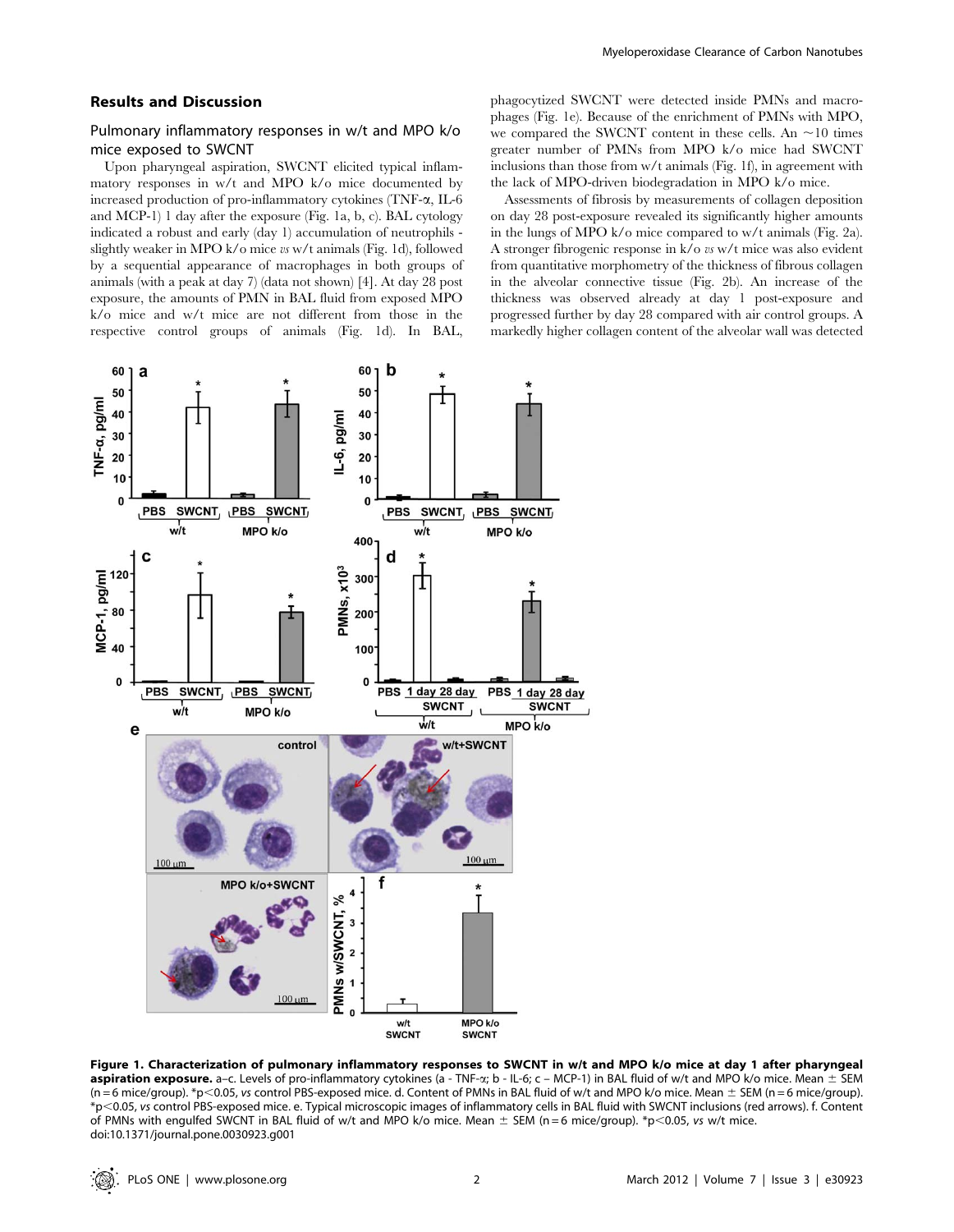## Results and Discussion

### Pulmonary inflammatory responses in w/t and MPO k/o mice exposed to SWCNT

Upon pharyngeal aspiration, SWCNT elicited typical inflammatory responses in w/t and MPO k/o mice documented by increased production of pro-inflammatory cytokines (TNF-α, IL-6 and MCP-1) 1 day after the exposure (Fig. 1a, b, c). BAL cytology indicated a robust and early (day 1) accumulation of neutrophils - slightly weaker in MPO k/o mice *vs* w/t animals (Fig. 1d), followed by a sequential appearance of macrophages in both groups of animals (with a peak at day 7) (data not shown) [4]. At day 28 post exposure, the amounts of PMN in BAL fluid from exposed MPO k/o mice and w/t mice are not different from those in the respective control groups of animals (Fig. 1d). In BAL, phagocytized SWCNT were detected inside PMNs and macrophages (Fig. 1e). Because of the enrichment of PMNs with MPO, we compared the SWCNT content in these cells. An ~10 times greater number of PMNs from MPO k/o mice had SWCNT inclusions than those from w/t animals (Fig. 1f), in agreement with the lack of MPO-driven biodegradation in MPO k/o mice.

Assessments of fibrosis by measurements of collagen deposition on day 28 post-exposure revealed its significantly higher amounts in the lungs of MPO k/o mice compared to w/t animals (Fig. 2a). A stronger fibrogenic response in k/o *vs* w/t mice was also evident from quantitative morphometry of the thickness of fibrous collagen in the alveolar connective tissue (Fig. 2b). An increase of the thickness was observed already at day 1 post-exposure and progressed further by day 28 compared with air control groups. A markedly higher collagen content of the alveolar wall was detected

**Figure 1. Characterization of pulmonary inflammatory responses to SWCNT in w/t and MPO k/o mice at day 1 after pharyngeal aspiration exposure.** a–c. Levels of pro-inflammatory cytokines (a - TNF-α; b - IL-6; c – MCP-1) in BAL fluid of w/t and MPO k/o mice. Mean ± SEM (n = 6 mice/group). *p<0.05, *vs* control PBS-exposed mice. d. Content of PMNs in BAL fluid of w/t and MPO k/o mice. Mean ± SEM (n = 6 mice/group). *p<0.05, *vs* control PBS-exposed mice. e. Typical microscopic images of inflammatory cells in BAL fluid with SWCNT inclusions (red arrows). f. Content of PMNs with engulfed SWCNT in BAL fluid of w/t and MPO k/o mice. Mean ± SEM (n = 6 mice/group). *p<0.05, *vs* w/t mice.
doi:10.1371/journal.pone.0030923.g001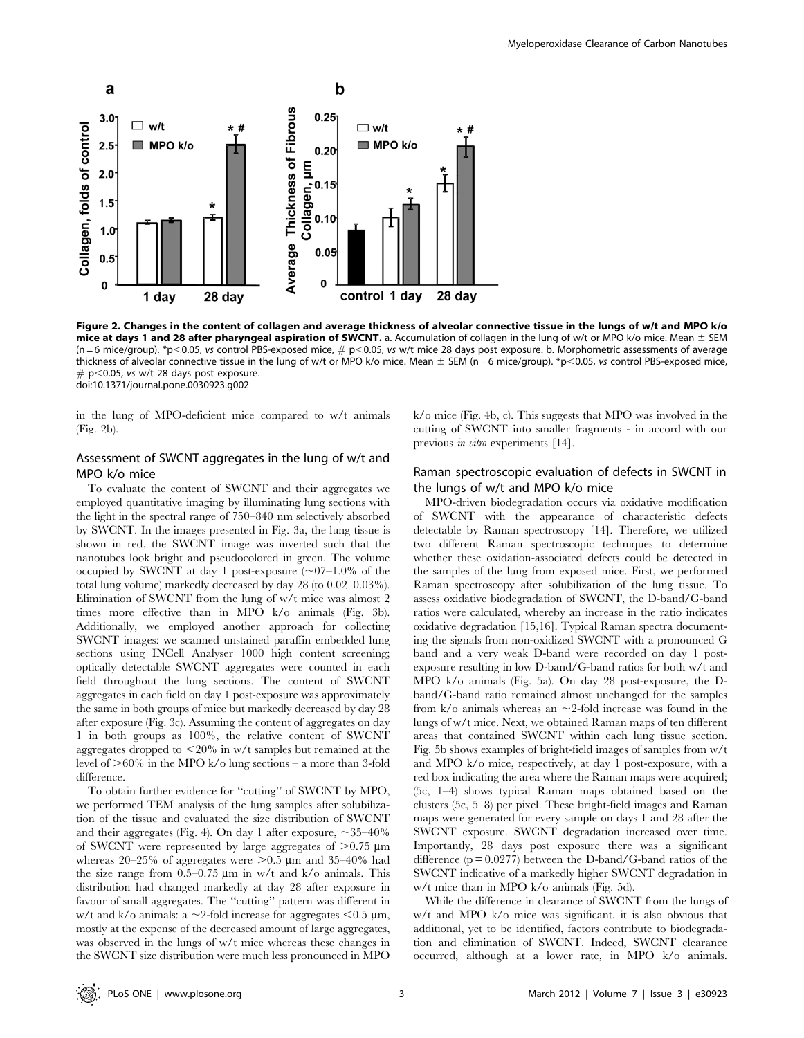**Figure 2. Changes in the content of collagen and average thickness of alveolar connective tissue in the lungs of w/t and MPO k/o mice at days 1 and 28 after pharyngeal aspiration of SWCNT.** a. Accumulation of collagen in the lung of w/t or MPO k/o mice. Mean ± SEM (n = 6 mice/group). *p<0.05, *vs* control PBS-exposed mice, # p<0.05, *vs* w/t mice 28 days post exposure. b. Morphometric assessments of average thickness of alveolar connective tissue in the lung of w/t or MPO k/o mice. Mean ± SEM (n = 6 mice/group). *p<0.05, *vs* control PBS-exposed mice, # p<0.05, *vs* w/t 28 days post exposure.
doi:10.1371/journal.pone.0030923.g002

in the lung of MPO-deficient mice compared to w/t animals (Fig. 2b).

## Assessment of SWCNT aggregates in the lung of w/t and MPO k/o mice

To evaluate the content of SWCNT and their aggregates we employed quantitative imaging by illuminating lung sections with the light in the spectral range of 750–840 nm selectively absorbed by SWCNT. In the images presented in Fig. 3a, the lung tissue is shown in red, the SWCNT image was inverted such that the nanotubes look bright and pseudocolored in green. The volume occupied by SWCNT at day 1 post-exposure (~07–1.0% of the total lung volume) markedly decreased by day 28 (to 0.02–0.03%). Elimination of SWCNT from the lung of w/t mice was almost 2 times more effective than in MPO k/o animals (Fig. 3b). Additionally, we employed another approach for collecting SWCNT images: we scanned unstained paraffin embedded lung sections using INCell Analyser 1000 high content screening; optically detectable SWCNT aggregates were counted in each field throughout the lung sections. The content of SWCNT aggregates in each field on day 1 post-exposure was approximately the same in both groups of mice but markedly decreased by day 28 after exposure (Fig. 3c). Assuming the content of aggregates on day 1 in both groups as 100%, the relative content of SWCNT aggregates dropped to <20% in w/t samples but remained at the level of >60% in the MPO k/o lung sections – a more than 3-fold difference.

To obtain further evidence for "cutting" of SWCNT by MPO, we performed TEM analysis of the lung samples after solubilization of the tissue and evaluated the size distribution of SWCNT and their aggregates (Fig. 4). On day 1 after exposure, ~35–40% of SWCNT were represented by large aggregates of >0.75 µm whereas 20–25% of aggregates were >0.5 µm and 35–40% had the size range from 0.5–0.75 µm in w/t and k/o animals. This distribution had changed markedly at day 28 after exposure in favour of small aggregates. The "cutting" pattern was different in w/t and k/o animals: a ~2-fold increase for aggregates <0.5 µm, mostly at the expense of the decreased amount of large aggregates, was observed in the lungs of w/t mice whereas these changes in the SWCNT size distribution were much less pronounced in MPO k/o mice (Fig. 4b, c). This suggests that MPO was involved in the cutting of SWCNT into smaller fragments - in accord with our previous *in vitro* experiments [14].

## Raman spectroscopic evaluation of defects in SWCNT in the lungs of w/t and MPO k/o mice

MPO-driven biodegradation occurs via oxidative modification of SWCNT with the appearance of characteristic defects detectable by Raman spectroscopy [14]. Therefore, we utilized two different Raman spectroscopic techniques to determine whether these oxidation-associated defects could be detected in the samples of the lung from exposed mice. First, we performed Raman spectroscopy after solubilization of the lung tissue. To assess oxidative biodegradation of SWCNT, the D-band/G-band ratios were calculated, whereby an increase in the ratio indicates oxidative degradation [15,16]. Typical Raman spectra documenting the signals from non-oxidized SWCNT with a pronounced G band and a very weak D-band were recorded on day 1 post-exposure resulting in low D-band/G-band ratios for both w/t and MPO k/o animals (Fig. 5a). On day 28 post-exposure, the D-band/G-band ratio remained almost unchanged for the samples from k/o animals whereas an ~2-fold increase was found in the lungs of w/t mice. Next, we obtained Raman maps of ten different areas that contained SWCNT within each lung tissue section. Fig. 5b shows examples of bright-field images of samples from w/t and MPO k/o mice, respectively, at day 1 post-exposure, with a red box indicating the area where the Raman maps were acquired; (5c, 1–4) shows typical Raman maps obtained based on the clusters (5c, 5–8) per pixel. These bright-field images and Raman maps were generated for every sample on days 1 and 28 after the SWCNT exposure. SWCNT degradation increased over time. Importantly, 28 days post exposure there was a significant difference (p = 0.0277) between the D-band/G-band ratios of the SWCNT indicative of a markedly higher SWCNT degradation in w/t mice than in MPO k/o animals (Fig. 5d).

While the difference in clearance of SWCNT from the lungs of w/t and MPO k/o mice was significant, it is also obvious that additional, yet to be identified, factors contribute to biodegradation and elimination of SWCNT. Indeed, SWCNT clearance occurred, although at a lower rate, in MPO k/o animals.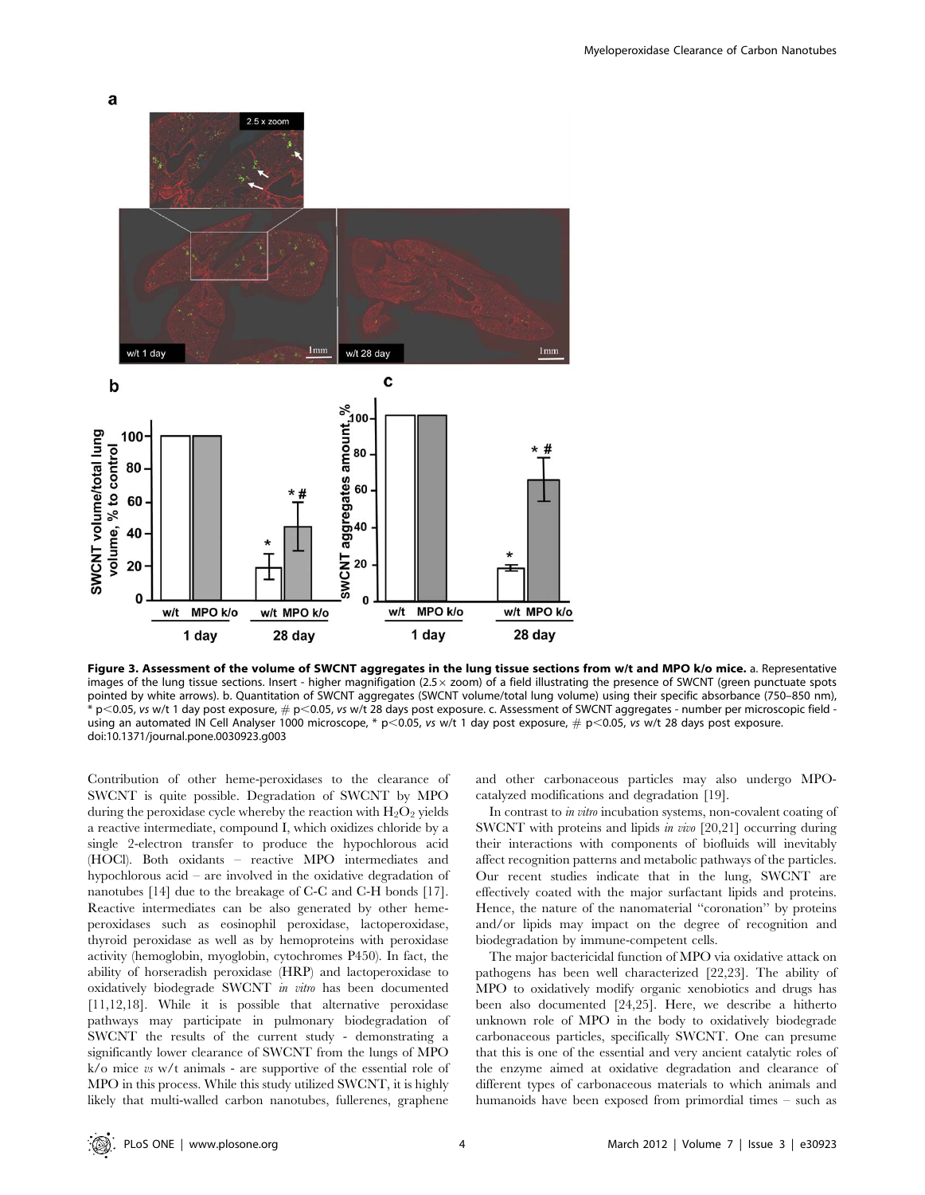**Figure 3. Assessment of the volume of SWCNT aggregates in the lung tissue sections from w/t and MPO k/o mice.** a. Representative images of the lung tissue sections. Insert - higher magnifigation (2.5× zoom) of a field illustrating the presence of SWCNT (green punctuate spots pointed by white arrows). b. Quantitation of SWCNT aggregates (SWCNT volume/total lung volume) using their specific absorbance (750–850 nm), * $p<0.05$, *vs* w/t 1 day post exposure, # $p<0.05$, *vs* w/t 28 days post exposure. c. Assessment of SWCNT aggregates - number per microscopic field - using an automated IN Cell Analyser 1000 microscope, * $p<0.05$, *vs* w/t 1 day post exposure, # $p<0.05$, *vs* w/t 28 days post exposure.
doi:10.1371/journal.pone.0030923.g003

Contribution of other heme-peroxidases to the clearance of SWCNT is quite possible. Degradation of SWCNT by MPO during the peroxidase cycle whereby the reaction with $H_2O_2$ yields a reactive intermediate, compound I, which oxidizes chloride by a single 2-electron transfer to produce the hypochlorous acid (HOCl). Both oxidants – reactive MPO intermediates and hypochlorous acid – are involved in the oxidative degradation of nanotubes [14] due to the breakage of C-C and C-H bonds [17]. Reactive intermediates can be also generated by other heme-peroxidases such as eosinophil peroxidase, lactoperoxidase, thyroid peroxidase as well as by hemoproteins with peroxidase activity (hemoglobin, myoglobin, cytochromes P450). In fact, the ability of horseradish peroxidase (HRP) and lactoperoxidase to oxidatively biodegrade SWCNT *in vitro* has been documented [11,12,18]. While it is possible that alternative peroxidase pathways may participate in pulmonary biodegradation of SWCNT the results of the current study - demonstrating a significantly lower clearance of SWCNT from the lungs of MPO k/o mice *vs* w/t animals - are supportive of the essential role of MPO in this process. While this study utilized SWCNT, it is highly likely that multi-walled carbon nanotubes, fullerenes, graphene and other carbonaceous particles may also undergo MPO-catalyzed modifications and degradation [19].

In contrast to *in vitro* incubation systems, non-covalent coating of SWCNT with proteins and lipids *in vivo* [20,21] occurring during their interactions with components of biofluids will inevitably affect recognition patterns and metabolic pathways of the particles. Our recent studies indicate that in the lung, SWCNT are effectively coated with the major surfactant lipids and proteins. Hence, the nature of the nanomaterial "coronation" by proteins and/or lipids may impact on the degree of recognition and biodegradation by immune-competent cells.

The major bactericidal function of MPO via oxidative attack on pathogens has been well characterized [22,23]. The ability of MPO to oxidatively modify organic xenobiotics and drugs has been also documented [24,25]. Here, we describe a hitherto unknown role of MPO in the body to oxidatively biodegrade carbonaceous particles, specifically SWCNT. One can presume that this is one of the essential and very ancient catalytic roles of the enzyme aimed at oxidative degradation and clearance of different types of carbonaceous materials to which animals and humanoids have been exposed from primordial times – such as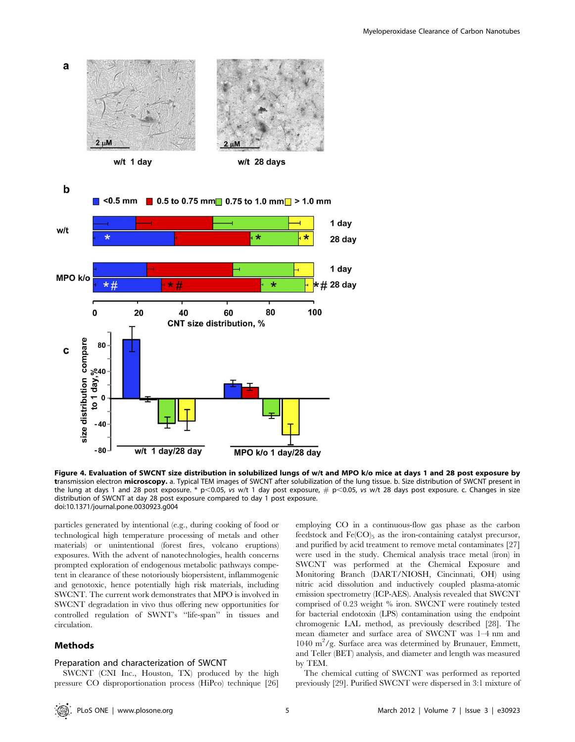**Figure 4. Evaluation of SWCNT size distribution in solubilized lungs of w/t and MPO k/o mice at days 1 and 28 post exposure by transmission electron microscopy.** a. Typical TEM images of SWCNT after solubilization of the lung tissue. b. Size distribution of SWCNT present in the lung at days 1 and 28 post exposure. * $p<0.05$, *vs* w/t 1 day post exposure, # $p<0.05$, *vs* w/t 28 days post exposure. c. Changes in size distribution of SWCNT at day 28 post exposure compared to day 1 post exposure.
doi:10.1371/journal.pone.0030923.g004

particles generated by intentional (e.g., during cooking of food or technological high temperature processing of metals and other materials) or unintentional (forest fires, volcano eruptions) exposures. With the advent of nanotechnologies, health concerns prompted exploration of endogenous metabolic pathways competent in clearance of these notoriously biopersistent, inflammogenic and genotoxic, hence potentially high risk materials, including SWCNT. The current work demonstrates that MPO is involved in SWCNT degradation in vivo thus offering new opportunities for controlled regulation of SWNT's "life-span" in tissues and circulation.

## Methods

### Preparation and characterization of SWCNT

SWCNT (CNI Inc., Houston, TX) produced by the high pressure CO disproportionation process (HiPco) technique [26] employing CO in a continuous-flow gas phase as the carbon feedstock and $Fe(CO)_5$ as the iron-containing catalyst precursor, and purified by acid treatment to remove metal contaminates [27] were used in the study. Chemical analysis trace metal (iron) in SWCNT was performed at the Chemical Exposure and Monitoring Branch (DART/NIOSH, Cincinnati, OH) using nitric acid dissolution and inductively coupled plasma-atomic emission spectrometry (ICP-AES). Analysis revealed that SWCNT comprised of 0.23 weight % iron. SWCNT were routinely tested for bacterial endotoxin (LPS) contamination using the endpoint chromogenic LAL method, as previously described [28]. The mean diameter and surface area of SWCNT was 1–4 nm and 1040 $m^2/g$. Surface area was determined by Brunauer, Emmett, and Teller (BET) analysis, and diameter and length was measured by TEM.

The chemical cutting of SWCNT was performed as reported previously [29]. Purified SWCNT were dispersed in 3:1 mixture of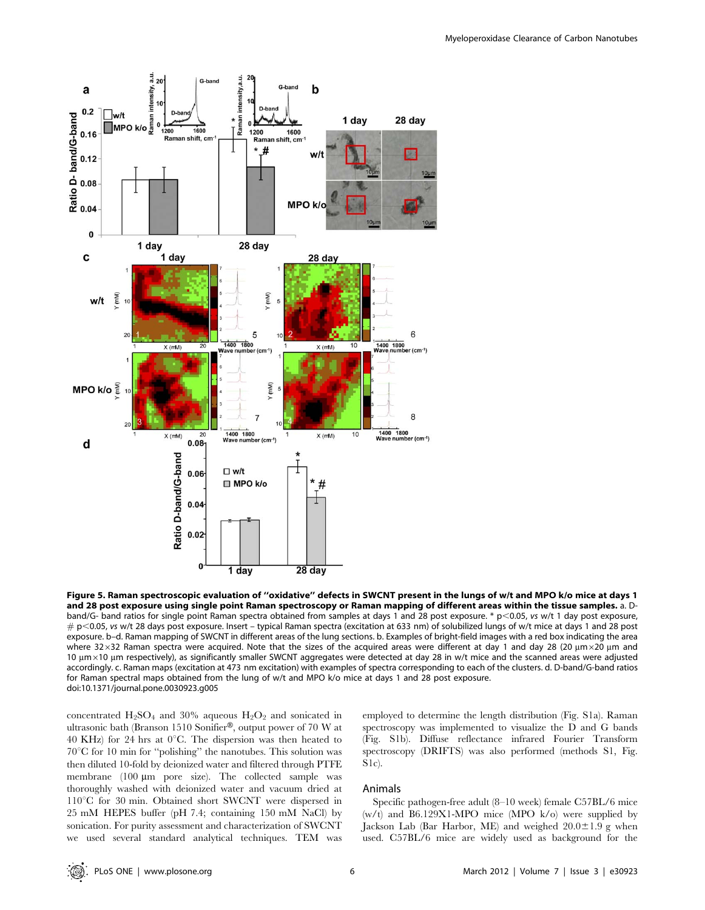**Figure 5. Raman spectroscopic evaluation of "oxidative" defects in SWCNT present in the lungs of w/t and MPO k/o mice at days 1 and 28 post exposure using single point Raman spectroscopy or Raman mapping of different areas within the tissue samples.** a. D-band/G- band ratios for single point Raman spectra obtained from samples at days 1 and 28 post exposure. * $p<0.05$, *vs* w/t 1 day post exposure, # $p<0.05$, *vs* w/t 28 days post exposure. Insert – typical Raman spectra (excitation at 633 nm) of solubilized lungs of w/t mice at days 1 and 28 post exposure. b–d. Raman mapping of SWCNT in different areas of the lung sections. b. Examples of bright-field images with a red box indicating the area where 32×32 Raman spectra were acquired. Note that the sizes of the acquired areas were different at day 1 and day 28 (20 µm×20 µm and 10 µm×10 µm respectively), as significantly smaller SWCNT aggregates were detected at day 28 in w/t mice and the scanned areas were adjusted accordingly. c. Raman maps (excitation at 473 nm excitation) with examples of spectra corresponding to each of the clusters. d. D-band/G-band ratios for Raman spectral maps obtained from the lung of w/t and MPO k/o mice at days 1 and 28 post exposure.
doi:10.1371/journal.pone.0030923.g005

concentrated $H_2SO_4$ and 30% aqueous $H_2O_2$ and sonicated in ultrasonic bath (Branson 1510 Sonifier®, output power of 70 W at 40 KHz) for 24 hrs at 0°C. The dispersion was then heated to 70°C for 10 min for "polishing" the nanotubes. This solution was then diluted 10-fold by deionized water and filtered through PTFE membrane (100 µm pore size). The collected sample was thoroughly washed with deionized water and vacuum dried at 110°C for 30 min. Obtained short SWCNT were dispersed in 25 mM HEPES buffer (pH 7.4; containing 150 mM NaCl) by sonication. For purity assessment and characterization of SWCNT we used several standard analytical techniques. TEM was employed to determine the length distribution (Fig. S1a). Raman spectroscopy was implemented to visualize the D and G bands (Fig. S1b). Diffuse reflectance infrared Fourier Transform spectroscopy (DRIFTS) was also performed (methods S1, Fig. S1c).

## Animals

Specific pathogen-free adult (8–10 week) female C57BL/6 mice (w/t) and B6.129X1-MPO mice (MPO k/o) were supplied by Jackson Lab (Bar Harbor, ME) and weighed 20.0±1.9 g when used. C57BL/6 mice are widely used as background for the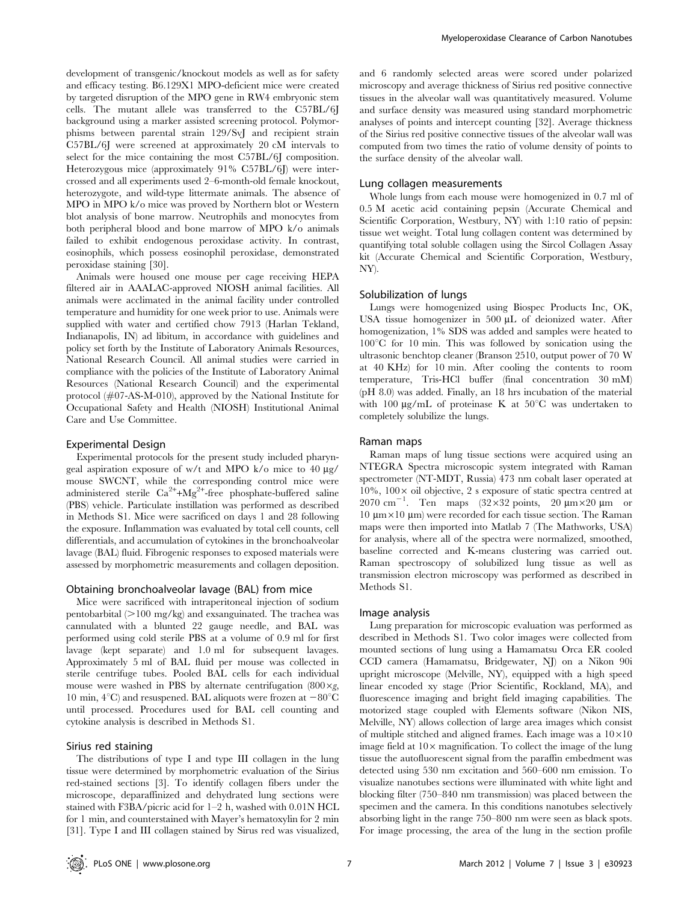development of transgenic/knockout models as well as for safety and efficacy testing. B6.129X1 MPO-deficient mice were created by targeted disruption of the MPO gene in RW4 embryonic stem cells. The mutant allele was transferred to the C57BL/6J background using a marker assisted screening protocol. Polymorphisms between parental strain 129/SvJ and recipient strain C57BL/6J were screened at approximately 20 cM intervals to select for the mice containing the most C57BL/6J composition. Heterozygous mice (approximately 91% C57BL/6J) were intercrossed and all experiments used 2–6-month-old female knockout, heterozygote, and wild-type littermate animals. The absence of MPO in MPO k/o mice was proved by Northern blot or Western blot analysis of bone marrow. Neutrophils and monocytes from both peripheral blood and bone marrow of MPO k/o animals failed to exhibit endogenous peroxidase activity. In contrast, eosinophils, which possess eosinophil peroxidase, demonstrated peroxidase staining [30].

Animals were housed one mouse per cage receiving HEPA filtered air in AAALAC-approved NIOSH animal facilities. All animals were acclimated in the animal facility under controlled temperature and humidity for one week prior to use. Animals were supplied with water and certified chow 7913 (Harlan Tekland, Indianapolis, IN) ad libitum, in accordance with guidelines and policy set forth by the Institute of Laboratory Animals Resources, National Research Council. All animal studies were carried in compliance with the policies of the Institute of Laboratory Animal Resources (National Research Council) and the experimental protocol (#07-AS-M-010), approved by the National Institute for Occupational Safety and Health (NIOSH) Institutional Animal Care and Use Committee.

### Experimental Design

Experimental protocols for the present study included pharyngeal aspiration exposure of w/t and MPO k/o mice to 40 µg/mouse SWCNT, while the corresponding control mice were administered sterile $Ca^{2+}$+$Mg^{2+}$-free phosphate-buffered saline (PBS) vehicle. Particulate instillation was performed as described in Methods S1. Mice were sacrificed on days 1 and 28 following the exposure. Inflammation was evaluated by total cell counts, cell differentials, and accumulation of cytokines in the bronchoalveolar lavage (BAL) fluid. Fibrogenic responses to exposed materials were assessed by morphometric measurements and collagen deposition.

### Obtaining bronchoalveolar lavage (BAL) from mice

Mice were sacrificed with intraperitoneal injection of sodium pentobarbital (>100 mg/kg) and exsanguinated. The trachea was cannulated with a blunted 22 gauge needle, and BAL was performed using cold sterile PBS at a volume of 0.9 ml for first lavage (kept separate) and 1.0 ml for subsequent lavages. Approximately 5 ml of BAL fluid per mouse was collected in sterile centrifuge tubes. Pooled BAL cells for each individual mouse were washed in PBS by alternate centrifugation (800×*g*, 10 min, 4°C) and resuspened. BAL aliquots were frozen at −80°C until processed. Procedures used for BAL cell counting and cytokine analysis is described in Methods S1.

### Sirius red staining

The distributions of type I and type III collagen in the lung tissue were determined by morphometric evaluation of the Sirius red-stained sections [3]. To identify collagen fibers under the microscope, deparaffinized and dehydrated lung sections were stained with F3BA/picric acid for 1–2 h, washed with 0.01N HCL for 1 min, and counterstained with Mayer's hematoxylin for 2 min [31]. Type I and III collagen stained by Sirus red was visualized, and 6 randomly selected areas were scored under polarized microscopy and average thickness of Sirius red positive connective tissues in the alveolar wall was quantitatively measured. Volume and surface density was measured using standard morphometric analyses of points and intercept counting [32]. Average thickness of the Sirius red positive connective tissues of the alveolar wall was computed from two times the ratio of volume density of points to the surface density of the alveolar wall.

### Lung collagen measurements

Whole lungs from each mouse were homogenized in 0.7 ml of 0.5 M acetic acid containing pepsin (Accurate Chemical and Scientific Corporation, Westbury, NY) with 1:10 ratio of pepsin: tissue wet weight. Total lung collagen content was determined by quantifying total soluble collagen using the Sircol Collagen Assay kit (Accurate Chemical and Scientific Corporation, Westbury, NY).

### Solubilization of lungs

Lungs were homogenized using Biospec Products Inc, OK, USA tissue homogenizer in 500 µL of deionized water. After homogenization, 1% SDS was added and samples were heated to 100°C for 10 min. This was followed by sonication using the ultrasonic benchtop cleaner (Branson 2510, output power of 70 W at 40 KHz) for 10 min. After cooling the contents to room temperature, Tris-HCl buffer (final concentration 30 mM) (pH 8.0) was added. Finally, an 18 hrs incubation of the material with 100 µg/mL of proteinase K at 50°C was undertaken to completely solubilize the lungs.

### Raman maps

Raman maps of lung tissue sections were acquired using an NTEGRA Spectra microscopic system integrated with Raman spectrometer (NT-MDT, Russia) 473 nm cobalt laser operated at 10%, 100× oil objective, 2 s exposure of static spectra centred at 2070 $cm^{-1}$. Ten maps (32×32 points, 20 µm×20 µm or 10 µm×10 µm) were recorded for each tissue section. The Raman maps were then imported into Matlab 7 (The Mathworks, USA) for analysis, where all of the spectra were normalized, smoothed, baseline corrected and K-means clustering was carried out. Raman spectroscopy of solubilized lung tissue as well as transmission electron microscopy was performed as described in Methods S1.

### Image analysis

Lung preparation for microscopic evaluation was performed as described in Methods S1. Two color images were collected from mounted sections of lung using a Hamamatsu Orca ER cooled CCD camera (Hamamatsu, Bridgewater, NJ) on a Nikon 90i upright microscope (Melville, NY), equipped with a high speed linear encoded xy stage (Prior Scientific, Rockland, MA), and fluorescence imaging and bright field imaging capabilities. The motorized stage coupled with Elements software (Nikon NIS, Melville, NY) allows collection of large area images which consist of multiple stitched and aligned frames. Each image was a 10×10 image field at 10× magnification. To collect the image of the lung tissue the autofluorescent signal from the paraffin embedment was detected using 530 nm excitation and 560–600 nm emission. To visualize nanotubes sections were illuminated with white light and blocking filter (750–840 nm transmission) was placed between the specimen and the camera. In this conditions nanotubes selectively absorbing light in the range 750–800 nm were seen as black spots. For image processing, the area of the lung in the section profile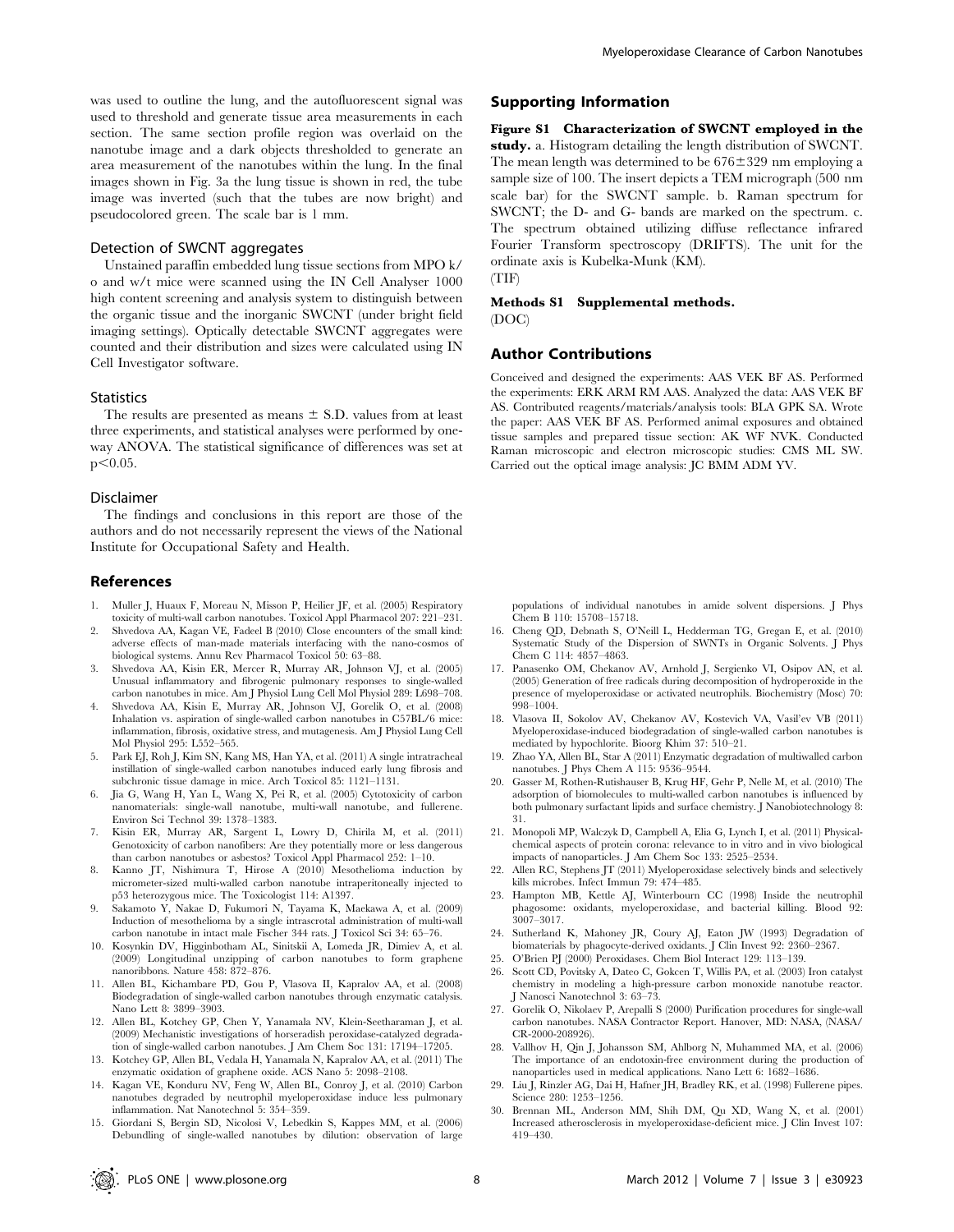was used to outline the lung, and the autofluorescent signal was used to threshold and generate tissue area measurements in each section. The same section profile region was overlaid on the nanotube image and a dark objects thresholded to generate an area measurement of the nanotubes within the lung. In the final images shown in Fig. 3a the lung tissue is shown in red, the tube image was inverted (such that the tubes are now bright) and pseudocolored green. The scale bar is 1 mm.

### Detection of SWCNT aggregates

Unstained paraffin embedded lung tissue sections from MPO k/o and w/t mice were scanned using the IN Cell Analyser 1000 high content screening and analysis system to distinguish between the organic tissue and the inorganic SWCNT (under bright field imaging settings). Optically detectable SWCNT aggregates were counted and their distribution and sizes were calculated using IN Cell Investigator software.

### Statistics

The results are presented as means ± S.D. values from at least three experiments, and statistical analyses were performed by one-way ANOVA. The statistical significance of differences was set at $p<0.05$.

### Disclaimer

The findings and conclusions in this report are those of the authors and do not necessarily represent the views of the National Institute for Occupational Safety and Health.

## Supporting Information

**Figure S1 Characterization of SWCNT employed in the study.** a. Histogram detailing the length distribution of SWCNT. The mean length was determined to be 676±329 nm employing a sample size of 100. The insert depicts a TEM micrograph (500 nm scale bar) for the SWCNT sample. b. Raman spectrum for SWCNT; the D- and G- bands are marked on the spectrum. c. The spectrum obtained utilizing diffuse reflectance infrared Fourier Transform spectroscopy (DRIFTS). The unit for the ordinate axis is Kubelka-Munk (KM).
(TIF)

**Methods S1 Supplemental methods.**
(DOC)

## Author Contributions

Conceived and designed the experiments: AAS VEK BF AS. Performed the experiments: ERK ARM RM AAS. Analyzed the data: AAS VEK BF AS. Contributed reagents/materials/analysis tools: BLA GPK SA. Wrote the paper: AAS VEK BF AS. Performed animal exposures and obtained tissue samples and prepared tissue section: AK WF NVK. Conducted Raman microscopic and electron microscopic studies: CMS ML SW. Carried out the optical image analysis: JC BMM ADM YV.

## References

1. Muller J, Huaux F, Moreau N, Misson P, Heilier JF, et al. (2005) Respiratory toxicity of multi-wall carbon nanotubes. Toxicol Appl Pharmacol 207: 221–231.
2. Shvedova AA, Kagan VE, Fadeel B (2010) Close encounters of the small kind: adverse effects of man-made materials interfacing with the nano-cosmos of biological systems. Annu Rev Pharmacol Toxicol 50: 63–88.
3. Shvedova AA, Kisin ER, Mercer R, Murray AR, Johnson VJ, et al. (2005) Unusual inflammatory and fibrogenic pulmonary responses to single-walled carbon nanotubes in mice. Am J Physiol Lung Cell Mol Physiol 289: L698–708.
4. Shvedova AA, Kisin E, Murray AR, Johnson VJ, Gorelik O, et al. (2008) Inhalation vs. aspiration of single-walled carbon nanotubes in C57BL/6 mice: inflammation, fibrosis, oxidative stress, and mutagenesis. Am J Physiol Lung Cell Mol Physiol 295: L552–565.
5. Park EJ, Roh J, Kim SN, Kang MS, Han YA, et al. (2011) A single intratracheal instillation of single-walled carbon nanotubes induced early lung fibrosis and subchronic tissue damage in mice. Arch Toxicol 85: 1121–1131.
6. Jia G, Wang H, Yan L, Wang X, Pei R, et al. (2005) Cytotoxicity of carbon nanomaterials: single-wall nanotube, multi-wall nanotube, and fullerene. Environ Sci Technol 39: 1378–1383.
7. Kisin ER, Murray AR, Sargent L, Lowry D, Chirila M, et al. (2011) Genotoxicity of carbon nanofibers: Are they potentially more or less dangerous than carbon nanotubes or asbestos? Toxicol Appl Pharmacol 252: 1–10.
8. Kanno JT, Nishimura T, Hirose A (2010) Mesothelioma induction by micrometer-sized multi-walled carbon nanotube intraperitoneally injected to p53 heterozygous mice. The Toxicologist 114: A1397.
9. Sakamoto Y, Nakae D, Fukumori N, Tayama K, Maekawa A, et al. (2009) Induction of mesothelioma by a single intrascrotal administration of multi-wall carbon nanotube in intact male Fischer 344 rats. J Toxicol Sci 34: 65–76.
10. Kosynkin DV, Higginbotham AL, Sinitskii A, Lomeda JR, Dimiev A, et al. (2009) Longitudinal unzipping of carbon nanotubes to form graphene nanoribbons. Nature 458: 872–876.
11. Allen BL, Kichambare PD, Gou P, Vlasova II, Kapralov AA, et al. (2008) Biodegradation of single-walled carbon nanotubes through enzymatic catalysis. Nano Lett 8: 3899–3903.
12. Allen BL, Kotchey GP, Chen Y, Yanamala NV, Klein-Seetharaman J, et al. (2009) Mechanistic investigations of horseradish peroxidase-catalyzed degradation of single-walled carbon nanotubes. J Am Chem Soc 131: 17194–17205.
13. Kotchey GP, Allen BL, Vedala H, Yanamala N, Kapralov AA, et al. (2011) The enzymatic oxidation of graphene oxide. ACS Nano 5: 2098–2108.
14. Kagan VE, Konduru NV, Feng W, Allen BL, Conroy J, et al. (2010) Carbon nanotubes degraded by neutrophil myeloperoxidase induce less pulmonary inflammation. Nat Nanotechnol 5: 354–359.
15. Giordani S, Bergin SD, Nicolosi V, Lebedkin S, Kappes MM, et al. (2006) Debundling of single-walled nanotubes by dilution: observation of large populations of individual nanotubes in amide solvent dispersions. J Phys Chem B 110: 15708–15718.
16. Cheng QD, Debnath S, O'Neill L, Hedderman TG, Gregan E, et al. (2010) Systematic Study of the Dispersion of SWNTs in Organic Solvents. J Phys Chem C 114: 4857–4863.
17. Panasenko OM, Chekanov AV, Arnhold J, Sergienko VI, Osipov AN, et al. (2005) Generation of free radicals during decomposition of hydroperoxide in the presence of myeloperoxidase or activated neutrophils. Biochemistry (Mosc) 70: 998–1004.
18. Vlasova II, Sokolov AV, Chekanov AV, Kostevich VA, Vasil'ev VB (2011) Myeloperoxidase-induced biodegradation of single-walled carbon nanotubes is mediated by hypochlorite. Bioorg Khim 37: 510–21.
19. Zhao YA, Allen BL, Star A (2011) Enzymatic degradation of multiwalled carbon nanotubes. J Phys Chem A 115: 9536–9544.
20. Gasser M, Rothen-Rutishauser B, Krug HF, Gehr P, Nelle M, et al. (2010) The adsorption of biomolecules to multi-walled carbon nanotubes is influenced by both pulmonary surfactant lipids and surface chemistry. J Nanobiotechnology 8: 31.
21. Monopoli MP, Walczyk D, Campbell A, Elia G, Lynch I, et al. (2011) Physical-chemical aspects of protein corona: relevance to in vitro and in vivo biological impacts of nanoparticles. J Am Chem Soc 133: 2525–2534.
22. Allen RC, Stephens JT (2011) Myeloperoxidase selectively binds and selectively kills microbes. Infect Immun 79: 474–485.
23. Hampton MB, Kettle AJ, Winterbourn CC (1998) Inside the neutrophil phagosome: oxidants, myeloperoxidase, and bacterial killing. Blood 92: 3007–3017.
24. Sutherland K, Mahoney JR, Coury AJ, Eaton JW (1993) Degradation of biomaterials by phagocyte-derived oxidants. J Clin Invest 92: 2360–2367.
25. O'Brien PJ (2000) Peroxidases. Chem Biol Interact 129: 113–139.
26. Scott CD, Povitsky A, Dateo C, Gokcen T, Willis PA, et al. (2003) Iron catalyst chemistry in modeling a high-pressure carbon monoxide nanotube reactor. J Nanosci Nanotechnol 3: 63–73.
27. Gorelik O, Nikolaev P, Arepalli S (2000) Purification procedures for single-wall carbon nanotubes. NASA Contractor Report. Hanover, MD: NASA, (NASA/CR-2000-208926).
28. Vallhov H, Qin J, Johansson SM, Ahlborg N, Muhammed MA, et al. (2006) The importance of an endotoxin-free environment during the production of nanoparticles used in medical applications. Nano Lett 6: 1682–1686.
29. Liu J, Rinzler AG, Dai H, Hafner JH, Bradley RK, et al. (1998) Fullerene pipes. Science 280: 1253–1256.
30. Brennan ML, Anderson MM, Shih DM, Qu XD, Wang X, et al. (2001) Increased atherosclerosis in myeloperoxidase-deficient mice. J Clin Invest 107: 419–430.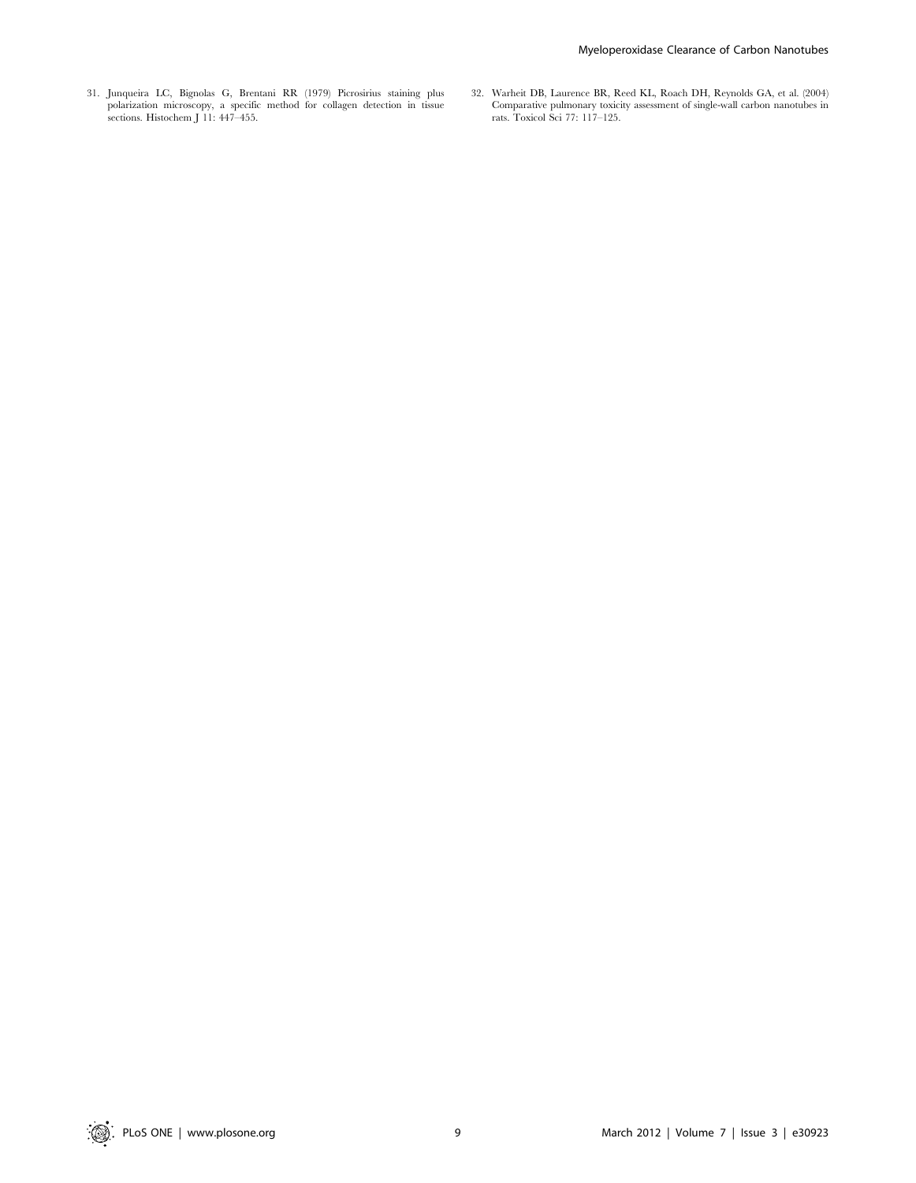31. Junqueira LC, Bignolas G, Brentani RR (1979) Picrosirius staining plus polarization microscopy, a specific method for collagen detection in tissue sections. Histochem J 11: 447–455.

32. Warheit DB, Laurence BR, Reed KL, Roach DH, Reynolds GA, et al. (2004) Comparative pulmonary toxicity assessment of single-wall carbon nanotubes in rats. Toxicol Sci 77: 117–125.